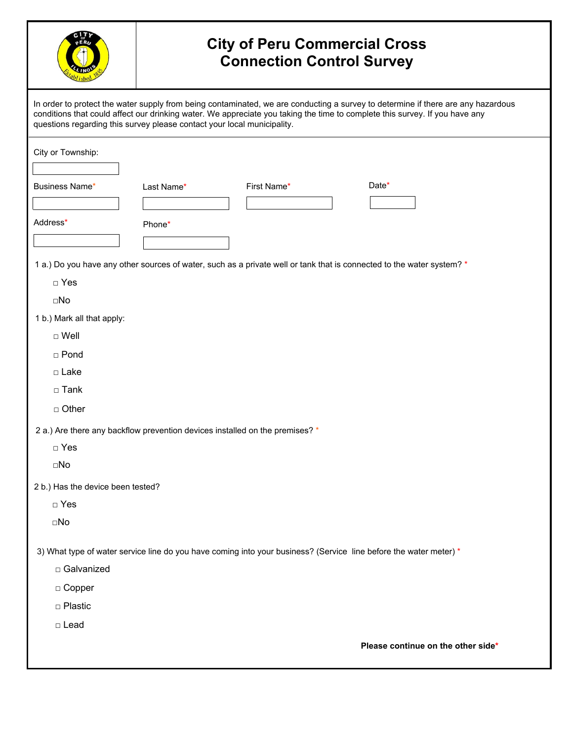# City of Peru Commercial Cross Connection Control Survey

In order to protect the water supply from being contaminated, we are conducting a survey to determine if there are any hazardous conditions that could affect our drinking water. We appreciate you taking the time to complete this survey. If you have any questions regarding this survey please contact your local municipality.

City or Township:

Business Name*

Last Name*

First Name*

Date*

Address*

Phone*

1 a.) Do you have any other sources of water, such as a private well or tank that is connected to the water system? *

□ Yes

□ No

1 b.) Mark all that apply:

□ Well

□ Pond

□ Lake

□ Tank

□ Other

2 a.) Are there any backflow prevention devices installed on the premises? *

□ Yes

□ No

2 b.) Has the device been tested?

□ Yes

□ No

3) What type of water service line do you have coming into your business? (Service line before the water meter) *

□ Galvanized

□ Copper

□ Plastic

□ Lead

**Please continue on the other side***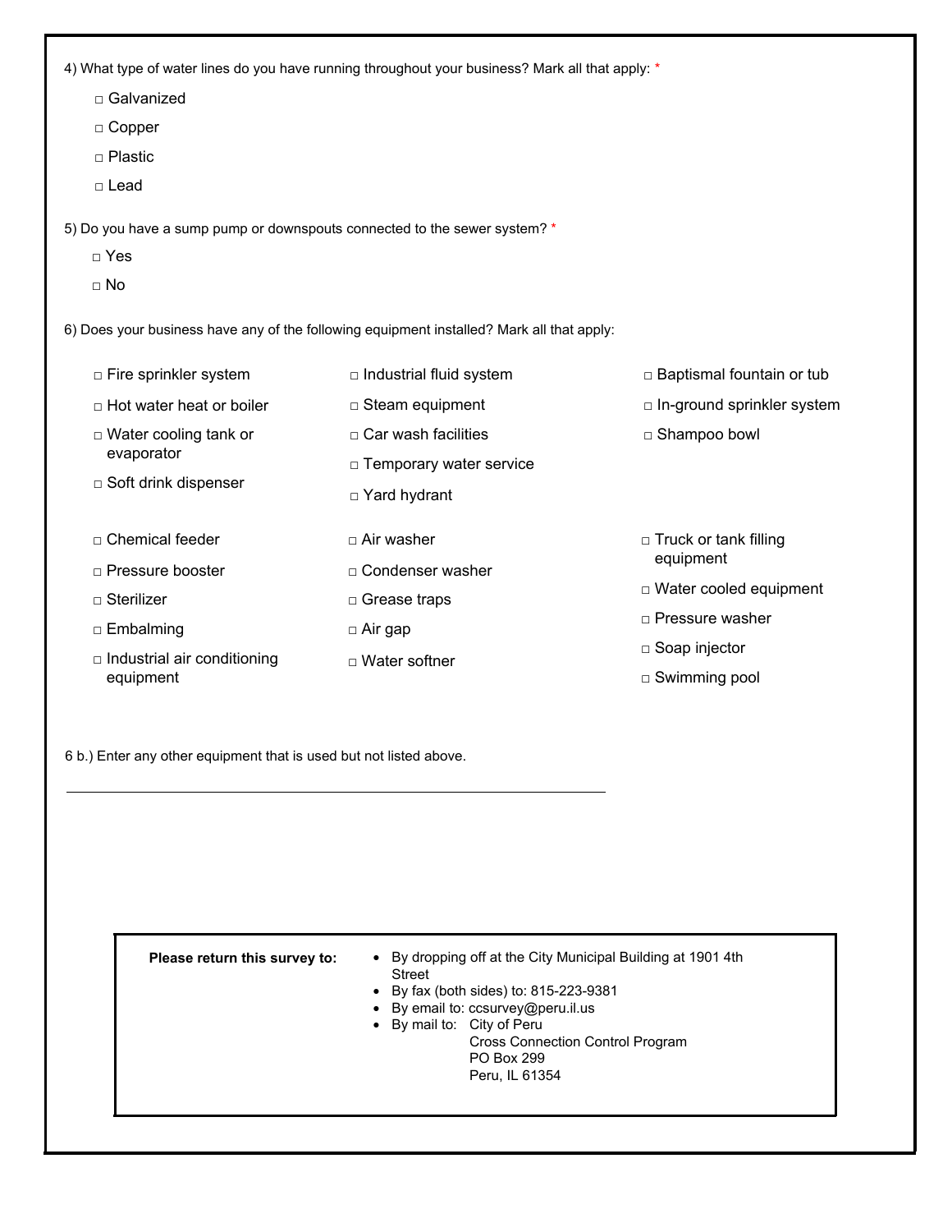4) What type of water lines do you have running throughout your business? Mark all that apply: *

- □ Galvanized
- □ Copper
- □ Plastic
- □ Lead

5) Do you have a sump pump or downspouts connected to the sewer system? *

- □ Yes
- □ No

6) Does your business have any of the following equipment installed? Mark all that apply:

- □ Fire sprinkler system
- □ Hot water heat or boiler
- □ Water cooling tank or evaporator
- □ Soft drink dispenser
- □ Industrial fluid system
- □ Steam equipment
- □ Car wash facilities
- □ Temporary water service
- □ Yard hydrant
- □ Baptismal fountain or tub
- □ In-ground sprinkler system
- □ Shampoo bowl
- □ Chemical feeder
- □ Pressure booster
- □ Sterilizer
- □ Embalming
- □ Industrial air conditioning equipment
- □ Air washer
- □ Condenser washer
- □ Grease traps
- □ Air gap
- □ Water softner
- □ Truck or tank filling equipment
- □ Water cooled equipment
- □ Pressure washer
- □ Soap injector
- □ Swimming pool

6 b.) Enter any other equipment that is used but not listed above.

______________________________________________

**Please return this survey to:**

- By dropping off at the City Municipal Building at 1901 4th Street
- By fax (both sides) to: 815-223-9381
- By email to: ccsurvey@peru.il.us
- By mail to: City of Peru
  Cross Connection Control Program
  PO Box 299
  Peru, IL 61354